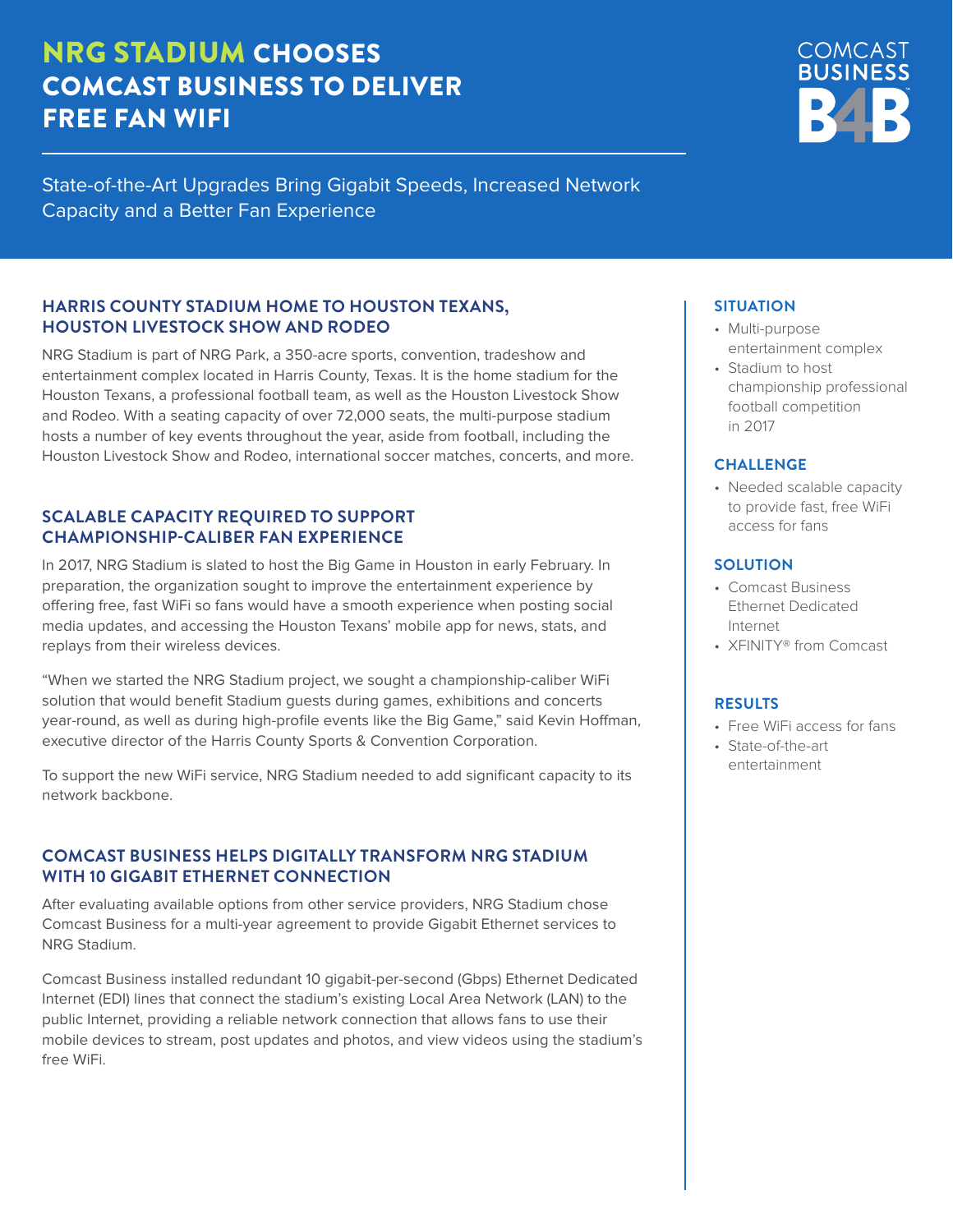# NRG STADIUM CHOOSES COMCAST BUSINESS TO DELIVER FREE FAN WIFI

State-of-the-Art Upgrades Bring Gigabit Speeds, Increased Network Capacity and a Better Fan Experience

## HARRIS COUNTY STADIUM HOME TO HOUSTON TEXANS, HOUSTON LIVESTOCK SHOW AND RODEO

NRG Stadium is part of NRG Park, a 350-acre sports, convention, tradeshow and entertainment complex located in Harris County, Texas. It is the home stadium for the Houston Texans, a professional football team, as well as the Houston Livestock Show and Rodeo. With a seating capacity of over 72,000 seats, the multi-purpose stadium hosts a number of key events throughout the year, aside from football, including the Houston Livestock Show and Rodeo, international soccer matches, concerts, and more.

## SCALABLE CAPACITY REQUIRED TO SUPPORT CHAMPIONSHIP-CALIBER FAN EXPERIENCE

In 2017, NRG Stadium is slated to host the Big Game in Houston in early February. In preparation, the organization sought to improve the entertainment experience by offering free, fast WiFi so fans would have a smooth experience when posting social media updates, and accessing the Houston Texans' mobile app for news, stats, and replays from their wireless devices.

"When we started the NRG Stadium project, we sought a championship-caliber WiFi solution that would benefit Stadium guests during games, exhibitions and concerts year-round, as well as during high-profile events like the Big Game," said Kevin Hoffman, executive director of the Harris County Sports & Convention Corporation.

To support the new WiFi service, NRG Stadium needed to add significant capacity to its network backbone.

## COMCAST BUSINESS HELPS DIGITALLY TRANSFORM NRG STADIUM WITH 10 GIGABIT ETHERNET CONNECTION

After evaluating available options from other service providers, NRG Stadium chose Comcast Business for a multi-year agreement to provide Gigabit Ethernet services to NRG Stadium.

Comcast Business installed redundant 10 gigabit-per-second (Gbps) Ethernet Dedicated Internet (EDI) lines that connect the stadium's existing Local Area Network (LAN) to the public Internet, providing a reliable network connection that allows fans to use their mobile devices to stream, post updates and photos, and view videos using the stadium's free WiFi.

### SITUATION

- Multi-purpose entertainment complex
- Stadium to host championship professional football competition in 2017

### CHALLENGE

- Needed scalable capacity to provide fast, free WiFi access for fans

### SOLUTION

- Comcast Business Ethernet Dedicated Internet
- XFINITY® from Comcast

### RESULTS

- Free WiFi access for fans
- State-of-the-art entertainment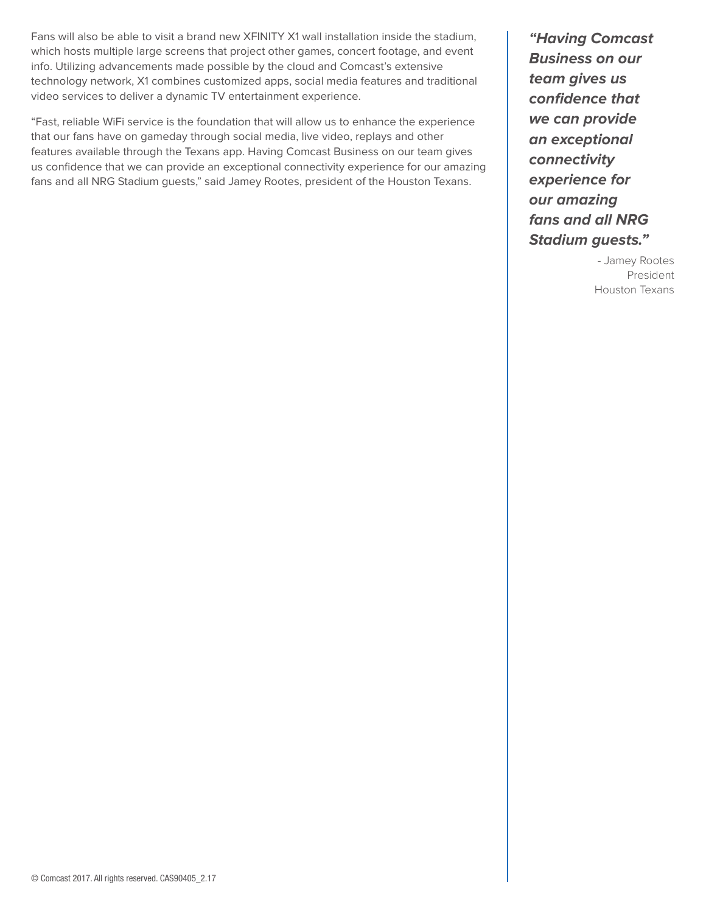Fans will also be able to visit a brand new XFINITY X1 wall installation inside the stadium, which hosts multiple large screens that project other games, concert footage, and event info. Utilizing advancements made possible by the cloud and Comcast's extensive technology network, X1 combines customized apps, social media features and traditional video services to deliver a dynamic TV entertainment experience.

"Fast, reliable WiFi service is the foundation that will allow us to enhance the experience that our fans have on gameday through social media, live video, replays and other features available through the Texans app. Having Comcast Business on our team gives us confidence that we can provide an exceptional connectivity experience for our amazing fans and all NRG Stadium guests," said Jamey Rootes, president of the Houston Texans.

***"Having Comcast Business on our team gives us confidence that we can provide an exceptional connectivity experience for our amazing fans and all NRG Stadium guests."***

- Jamey Rootes
President
Houston Texans

© Comcast 2017. All rights reserved. CAS90405_2.17